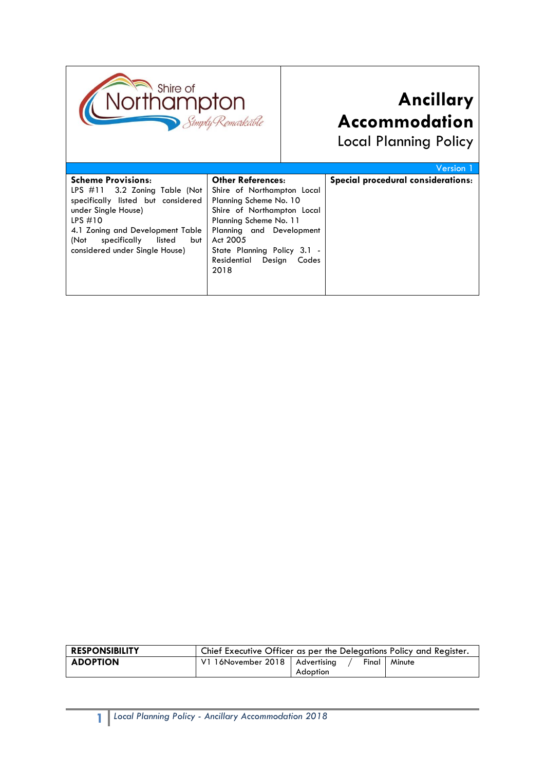Shire of Northampton *Simply Remarkable*

# Ancillary Accommodation

## Local Planning Policy

Version 1

| Scheme Provisions: | Other References: | Special procedural considerations: |
|---|---|---|
| LPS #11 3.2 Zoning Table (Not specifically listed but considered under Single House)<br>LPS #10<br>4.1 Zoning and Development Table (Not specifically listed but considered under Single House) | Shire of Northampton Local Planning Scheme No. 10<br>Shire of Northampton Local Planning Scheme No. 11<br>Planning and Development Act 2005<br>State Planning Policy 3.1 - Residential Design Codes 2018 | |

| **RESPONSIBILITY** | Chief Executive Officer as per the Delegations Policy and Register. | | |
|---|---|---|---|
| **ADOPTION** | V1 16November 2018 | Advertising / Final Adoption | Minute |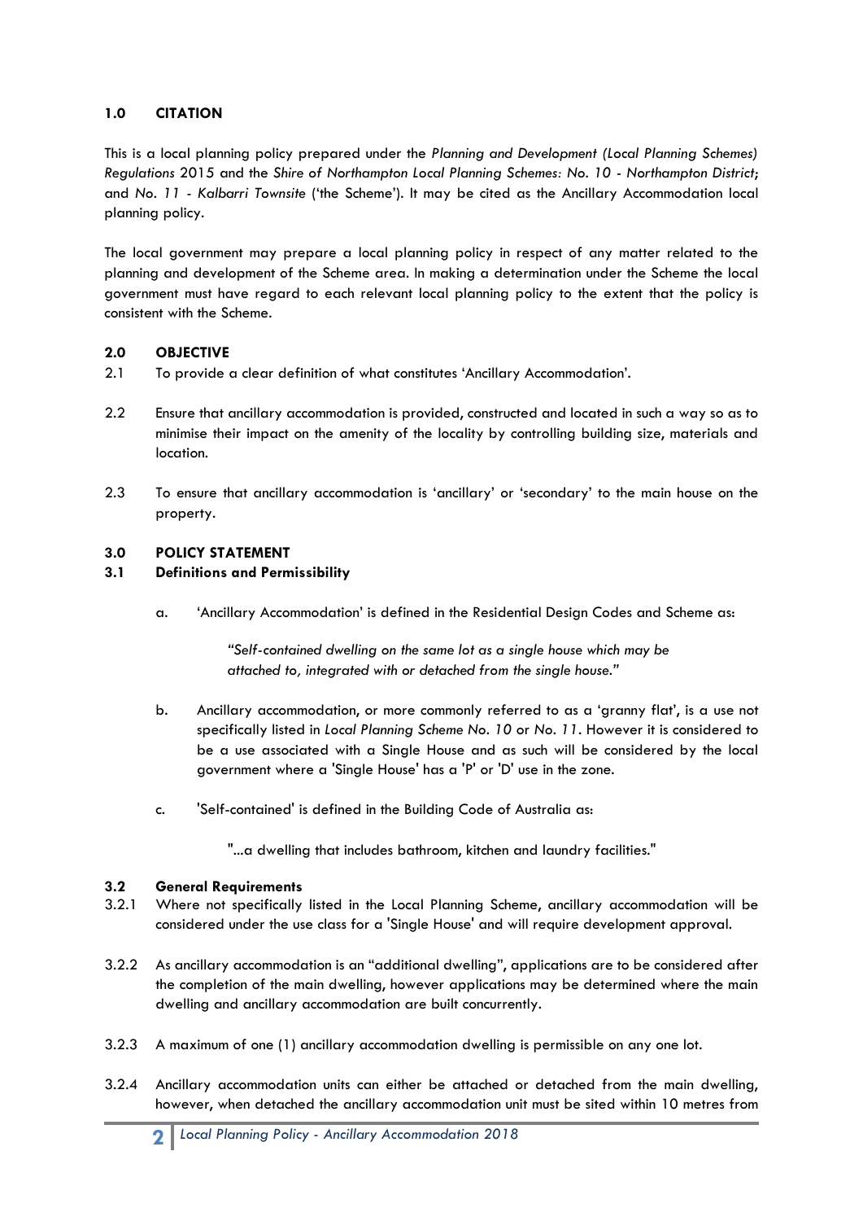## 1.0 CITATION

This is a local planning policy prepared under the *Planning and Development (Local Planning Schemes) Regulations* 2015 and the *Shire of Northampton Local Planning Schemes: No. 10 - Northampton District*; and *No. 11 - Kalbarri Townsite* ('the Scheme'). It may be cited as the Ancillary Accommodation local planning policy.

The local government may prepare a local planning policy in respect of any matter related to the planning and development of the Scheme area. In making a determination under the Scheme the local government must have regard to each relevant local planning policy to the extent that the policy is consistent with the Scheme.

## 2.0 OBJECTIVE

2.1 To provide a clear definition of what constitutes 'Ancillary Accommodation'.

2.2 Ensure that ancillary accommodation is provided, constructed and located in such a way so as to minimise their impact on the amenity of the locality by controlling building size, materials and location.

2.3 To ensure that ancillary accommodation is 'ancillary' or 'secondary' to the main house on the property.

## 3.0 POLICY STATEMENT

### 3.1 Definitions and Permissibility

a. 'Ancillary Accommodation' is defined in the Residential Design Codes and Scheme as:

> *"Self-contained dwelling on the same lot as a single house which may be attached to, integrated with or detached from the single house."*

b. Ancillary accommodation, or more commonly referred to as a 'granny flat', is a use not specifically listed in *Local Planning Scheme No. 10* or *No. 11*. However it is considered to be a use associated with a Single House and as such will be considered by the local government where a 'Single House' has a 'P' or 'D' use in the zone.

c. 'Self-contained' is defined in the Building Code of Australia as:

> "...a dwelling that includes bathroom, kitchen and laundry facilities."

### 3.2 General Requirements

3.2.1 Where not specifically listed in the Local Planning Scheme, ancillary accommodation will be considered under the use class for a 'Single House' and will require development approval.

3.2.2 As ancillary accommodation is an "additional dwelling", applications are to be considered after the completion of the main dwelling, however applications may be determined where the main dwelling and ancillary accommodation are built concurrently.

3.2.3 A maximum of one (1) ancillary accommodation dwelling is permissible on any one lot.

3.2.4 Ancillary accommodation units can either be attached or detached from the main dwelling, however, when detached the ancillary accommodation unit must be sited within 10 metres from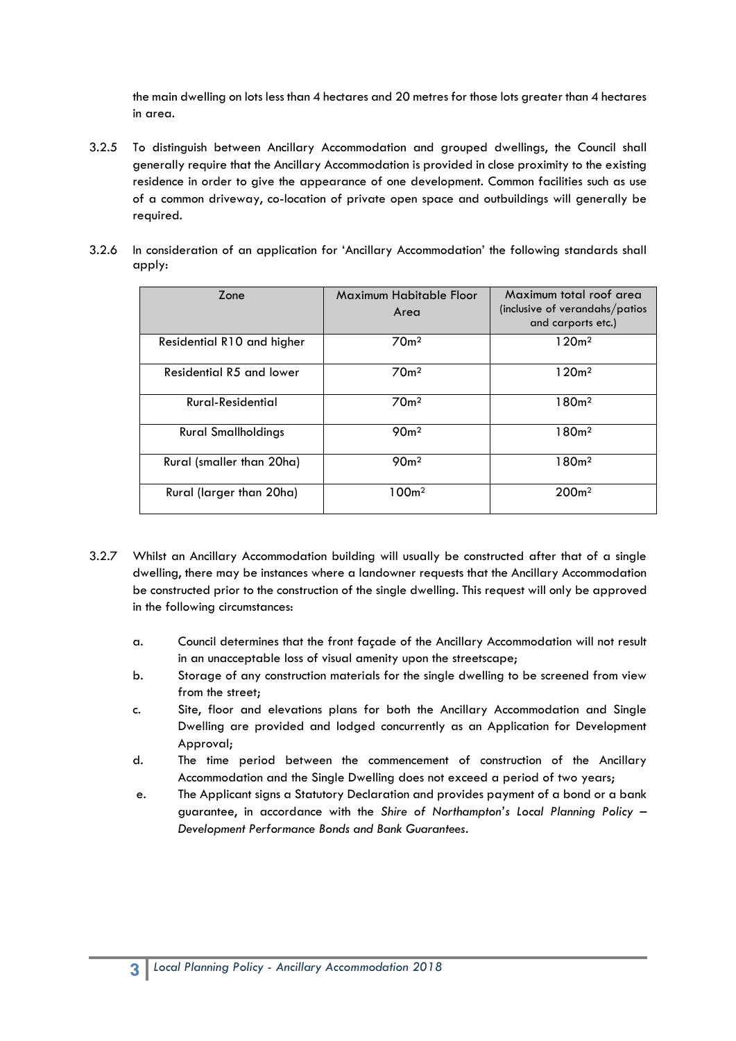the main dwelling on lots less than 4 hectares and 20 metres for those lots greater than 4 hectares in area.

3.2.5 To distinguish between Ancillary Accommodation and grouped dwellings, the Council shall generally require that the Ancillary Accommodation is provided in close proximity to the existing residence in order to give the appearance of one development. Common facilities such as use of a common driveway, co-location of private open space and outbuildings will generally be required.

3.2.6 In consideration of an application for 'Ancillary Accommodation' the following standards shall apply:

| Zone | Maximum Habitable Floor Area | Maximum total roof area (inclusive of verandahs/patios and carports etc.) |
|---|---|---|
| Residential R10 and higher | 70m² | 120m² |
| Residential R5 and lower | 70m² | 120m² |
| Rural-Residential | 70m² | 180m² |
| Rural Smallholdings | 90m² | 180m² |
| Rural (smaller than 20ha) | 90m² | 180m² |
| Rural (larger than 20ha) | 100m² | 200m² |

3.2.7 Whilst an Ancillary Accommodation building will usually be constructed after that of a single dwelling, there may be instances where a landowner requests that the Ancillary Accommodation be constructed prior to the construction of the single dwelling. This request will only be approved in the following circumstances:

a. Council determines that the front façade of the Ancillary Accommodation will not result in an unacceptable loss of visual amenity upon the streetscape;

b. Storage of any construction materials for the single dwelling to be screened from view from the street;

c. Site, floor and elevations plans for both the Ancillary Accommodation and Single Dwelling are provided and lodged concurrently as an Application for Development Approval;

d. The time period between the commencement of construction of the Ancillary Accommodation and the Single Dwelling does not exceed a period of two years;

e. The Applicant signs a Statutory Declaration and provides payment of a bond or a bank guarantee, in accordance with the *Shire of Northampton's Local Planning Policy – Development Performance Bonds and Bank Guarantees*.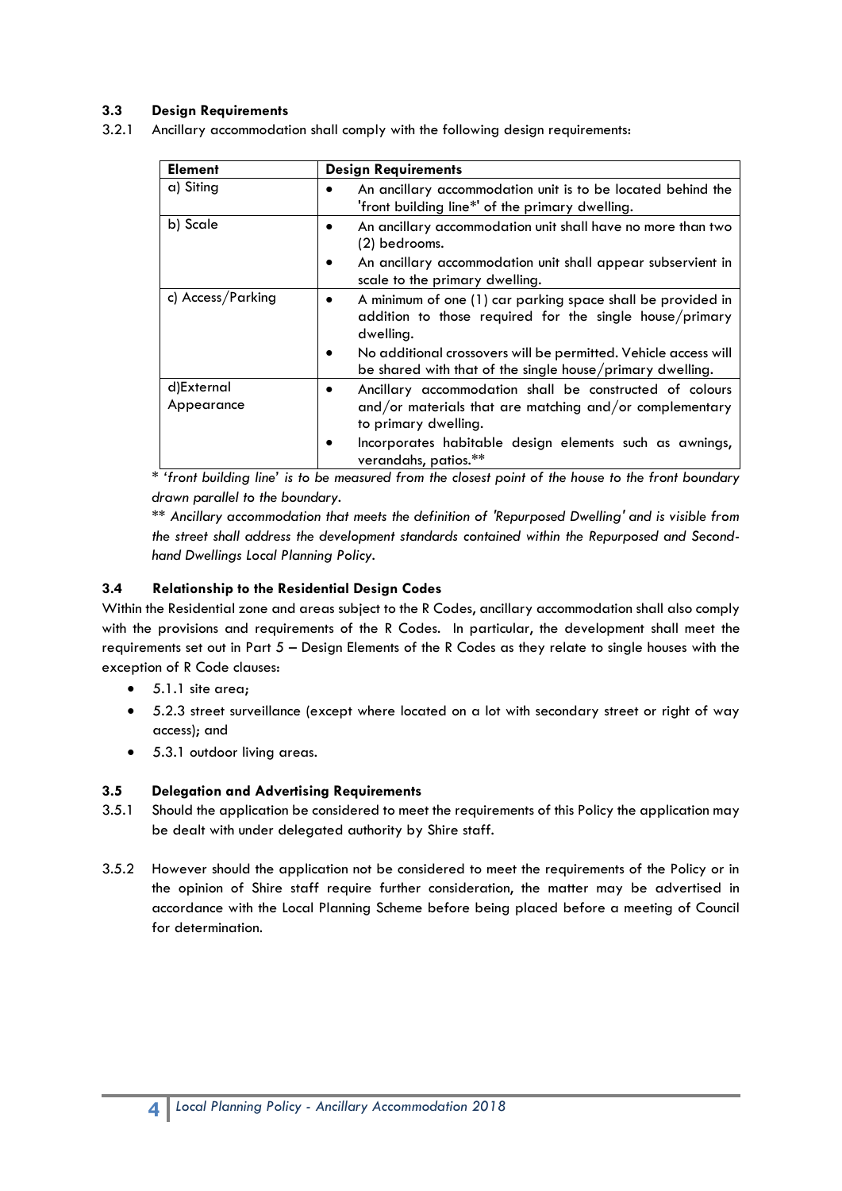### 3.3 Design Requirements

3.2.1 Ancillary accommodation shall comply with the following design requirements:

| Element | Design Requirements |
|---|---|
| a) Siting | • An ancillary accommodation unit is to be located behind the 'front building line*' of the primary dwelling. |
| b) Scale | • An ancillary accommodation unit shall have no more than two (2) bedrooms.<br>• An ancillary accommodation unit shall appear subservient in scale to the primary dwelling. |
| c) Access/Parking | • A minimum of one (1) car parking space shall be provided in addition to those required for the single house/primary dwelling.<br>• No additional crossovers will be permitted. Vehicle access will be shared with that of the single house/primary dwelling. |
| d)External Appearance | • Ancillary accommodation shall be constructed of colours and/or materials that are matching and/or complementary to primary dwelling.<br>• Incorporates habitable design elements such as awnings, verandahs, patios.** |

*\* 'front building line' is to be measured from the closest point of the house to the front boundary drawn parallel to the boundary.*

*\*\* Ancillary accommodation that meets the definition of 'Repurposed Dwelling' and is visible from the street shall address the development standards contained within the Repurposed and Second-hand Dwellings Local Planning Policy.*

### 3.4 Relationship to the Residential Design Codes

Within the Residential zone and areas subject to the R Codes, ancillary accommodation shall also comply with the provisions and requirements of the R Codes. In particular, the development shall meet the requirements set out in Part 5 – Design Elements of the R Codes as they relate to single houses with the exception of R Code clauses:

- 5.1.1 site area;
- 5.2.3 street surveillance (except where located on a lot with secondary street or right of way access); and
- 5.3.1 outdoor living areas.

### 3.5 Delegation and Advertising Requirements

3.5.1 Should the application be considered to meet the requirements of this Policy the application may be dealt with under delegated authority by Shire staff.

3.5.2 However should the application not be considered to meet the requirements of the Policy or in the opinion of Shire staff require further consideration, the matter may be advertised in accordance with the Local Planning Scheme before being placed before a meeting of Council for determination.